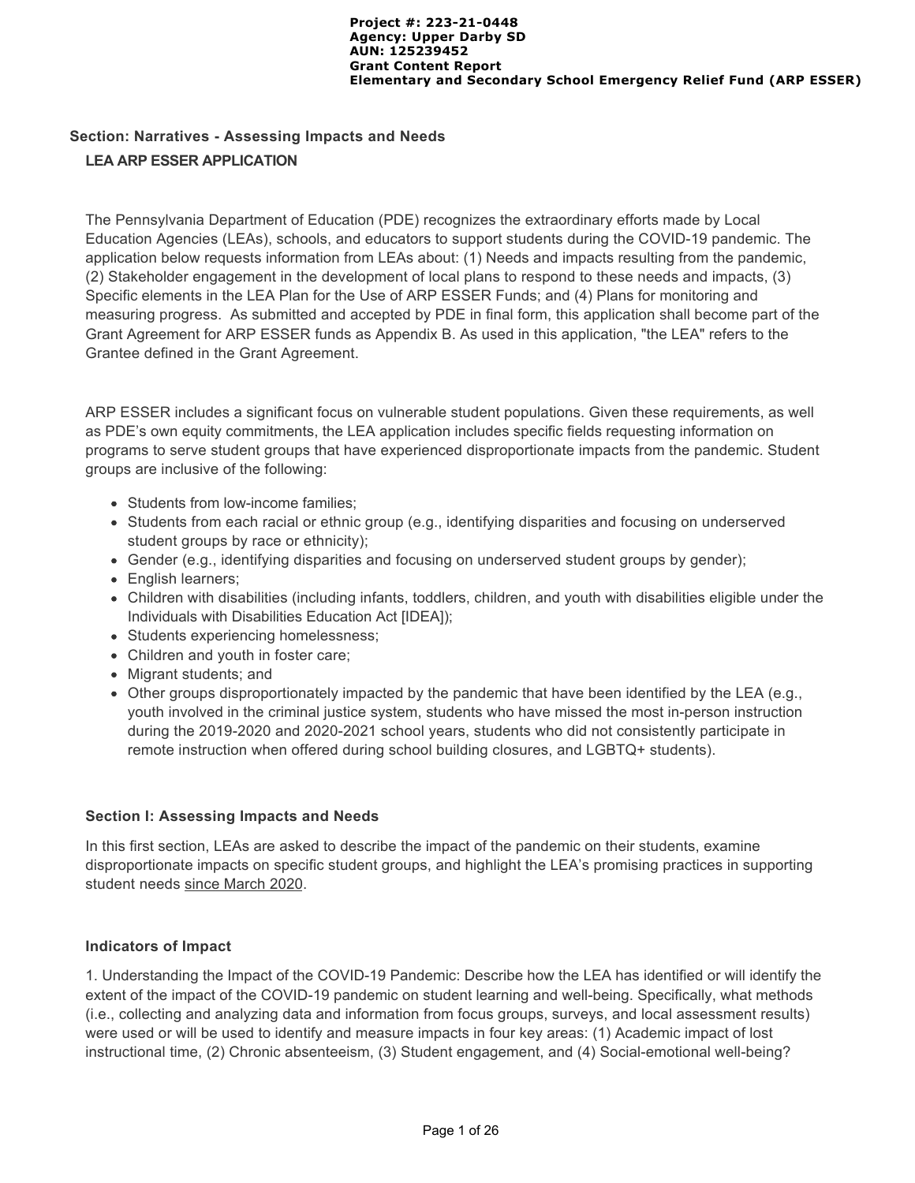**Project #: 223-21-0448**
**Agency: Upper Darby SD**
**AUN: 125239452**
**Grant Content Report**
**Elementary and Secondary School Emergency Relief Fund (ARP ESSER)**

## Section: Narratives - Assessing Impacts and Needs

### LEA ARP ESSER APPLICATION

The Pennsylvania Department of Education (PDE) recognizes the extraordinary efforts made by Local Education Agencies (LEAs), schools, and educators to support students during the COVID-19 pandemic. The application below requests information from LEAs about: (1) Needs and impacts resulting from the pandemic, (2) Stakeholder engagement in the development of local plans to respond to these needs and impacts, (3) Specific elements in the LEA Plan for the Use of ARP ESSER Funds; and (4) Plans for monitoring and measuring progress. As submitted and accepted by PDE in final form, this application shall become part of the Grant Agreement for ARP ESSER funds as Appendix B. As used in this application, "the LEA" refers to the Grantee defined in the Grant Agreement.

ARP ESSER includes a significant focus on vulnerable student populations. Given these requirements, as well as PDE's own equity commitments, the LEA application includes specific fields requesting information on programs to serve student groups that have experienced disproportionate impacts from the pandemic. Student groups are inclusive of the following:

- Students from low-income families;
- Students from each racial or ethnic group (e.g., identifying disparities and focusing on underserved student groups by race or ethnicity);
- Gender (e.g., identifying disparities and focusing on underserved student groups by gender);
- English learners;
- Children with disabilities (including infants, toddlers, children, and youth with disabilities eligible under the Individuals with Disabilities Education Act [IDEA]);
- Students experiencing homelessness;
- Children and youth in foster care;
- Migrant students; and
- Other groups disproportionately impacted by the pandemic that have been identified by the LEA (e.g., youth involved in the criminal justice system, students who have missed the most in-person instruction during the 2019-2020 and 2020-2021 school years, students who did not consistently participate in remote instruction when offered during school building closures, and LGBTQ+ students).

### Section I: Assessing Impacts and Needs

In this first section, LEAs are asked to describe the impact of the pandemic on their students, examine disproportionate impacts on specific student groups, and highlight the LEA's promising practices in supporting student needs since March 2020.

### Indicators of Impact

1. Understanding the Impact of the COVID-19 Pandemic: Describe how the LEA has identified or will identify the extent of the impact of the COVID-19 pandemic on student learning and well-being. Specifically, what methods (i.e., collecting and analyzing data and information from focus groups, surveys, and local assessment results) were used or will be used to identify and measure impacts in four key areas: (1) Academic impact of lost instructional time, (2) Chronic absenteeism, (3) Student engagement, and (4) Social-emotional well-being?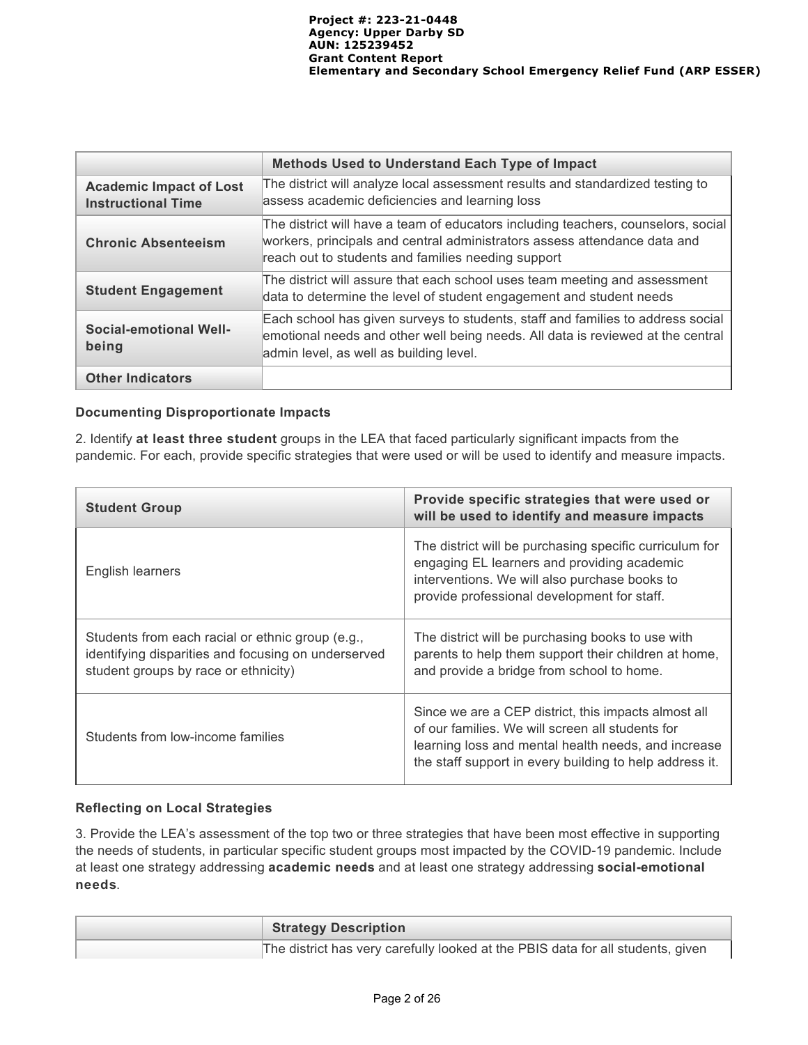| | Methods Used to Understand Each Type of Impact |
|---|---|
| **Academic Impact of Lost Instructional Time** | The district will analyze local assessment results and standardized testing to assess academic deficiencies and learning loss |
| **Chronic Absenteeism** | The district will have a team of educators including teachers, counselors, social workers, principals and central administrators assess attendance data and reach out to students and families needing support |
| **Student Engagement** | The district will assure that each school uses team meeting and assessment data to determine the level of student engagement and student needs |
| **Social-emotional Well-being** | Each school has given surveys to students, staff and families to address social emotional needs and other well being needs. All data is reviewed at the central admin level, as well as building level. |
| **Other Indicators** | |

**Documenting Disproportionate Impacts**

2. Identify **at least three student** groups in the LEA that faced particularly significant impacts from the pandemic. For each, provide specific strategies that were used or will be used to identify and measure impacts.

| Student Group | Provide specific strategies that were used or will be used to identify and measure impacts |
|---|---|
| English learners | The district will be purchasing specific curriculum for engaging EL learners and providing academic interventions. We will also purchase books to provide professional development for staff. |
| Students from each racial or ethnic group (e.g., identifying disparities and focusing on underserved student groups by race or ethnicity) | The district will be purchasing books to use with parents to help them support their children at home, and provide a bridge from school to home. |
| Students from low-income families | Since we are a CEP district, this impacts almost all of our families. We will screen all students for learning loss and mental health needs, and increase the staff support in every building to help address it. |

**Reflecting on Local Strategies**

3. Provide the LEA's assessment of the top two or three strategies that have been most effective in supporting the needs of students, in particular specific student groups most impacted by the COVID-19 pandemic. Include at least one strategy addressing **academic needs** and at least one strategy addressing **social-emotional needs**.

| | Strategy Description |
|---|---|
| | The district has very carefully looked at the PBIS data for all students, given |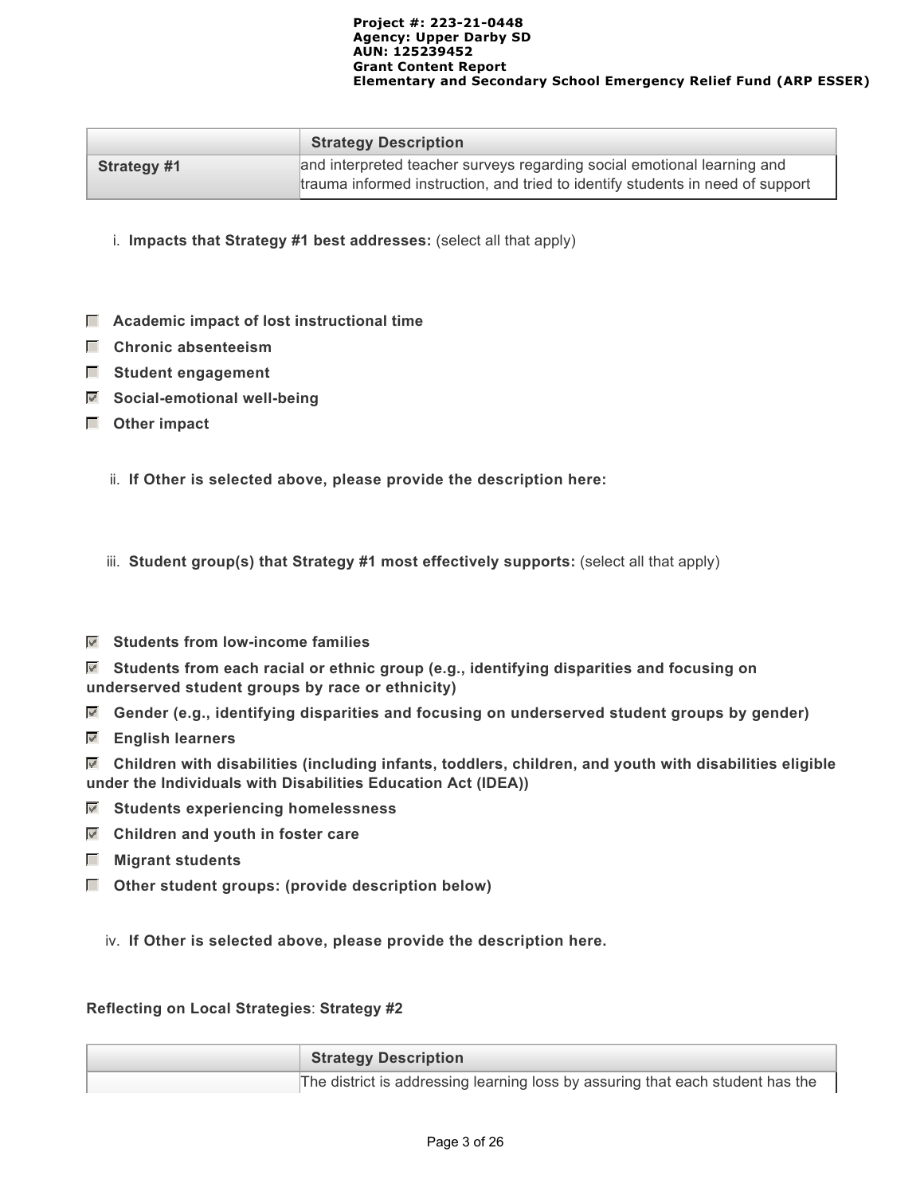| | Strategy Description |
|---|---|
| Strategy #1 | and interpreted teacher surveys regarding social emotional learning and trauma informed instruction, and tried to identify students in need of support |

i. **Impacts that Strategy #1 best addresses:** (select all that apply)

- ☐ **Academic impact of lost instructional time**
- ☐ **Chronic absenteeism**
- ☐ **Student engagement**
- ☑ **Social-emotional well-being**
- ☐ **Other impact**

ii. **If Other is selected above, please provide the description here:**

iii. **Student group(s) that Strategy #1 most effectively supports:** (select all that apply)

- ☑ **Students from low-income families**
- ☑ **Students from each racial or ethnic group (e.g., identifying disparities and focusing on underserved student groups by race or ethnicity)**
- ☑ **Gender (e.g., identifying disparities and focusing on underserved student groups by gender)**
- ☑ **English learners**
- ☑ **Children with disabilities (including infants, toddlers, children, and youth with disabilities eligible under the Individuals with Disabilities Education Act (IDEA))**
- ☑ **Students experiencing homelessness**
- ☑ **Children and youth in foster care**
- ☐ **Migrant students**
- ☐ **Other student groups: (provide description below)**

iv. **If Other is selected above, please provide the description here.**

**Reflecting on Local Strategies**: **Strategy #2**

| | Strategy Description |
|---|---|
| | The district is addressing learning loss by assuring that each student has the |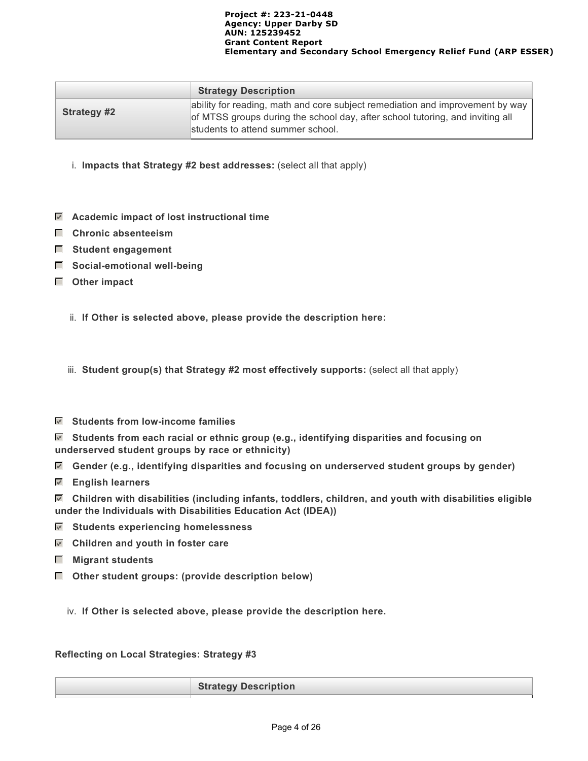| | Strategy Description |
|---|---|
| **Strategy #2** | ability for reading, math and core subject remediation and improvement by way of MTSS groups during the school day, after school tutoring, and inviting all students to attend summer school. |

i. **Impacts that Strategy #2 best addresses:** (select all that apply)

- [x] **Academic impact of lost instructional time**
- [ ] **Chronic absenteeism**
- [ ] **Student engagement**
- [ ] **Social-emotional well-being**
- [ ] **Other impact**

ii. **If Other is selected above, please provide the description here:**

iii. **Student group(s) that Strategy #2 most effectively supports:** (select all that apply)

- [x] **Students from low-income families**
- [x] **Students from each racial or ethnic group (e.g., identifying disparities and focusing on underserved student groups by race or ethnicity)**
- [x] **Gender (e.g., identifying disparities and focusing on underserved student groups by gender)**
- [x] **English learners**
- [x] **Children with disabilities (including infants, toddlers, children, and youth with disabilities eligible under the Individuals with Disabilities Education Act (IDEA))**
- [x] **Students experiencing homelessness**
- [x] **Children and youth in foster care**
- [ ] **Migrant students**
- [ ] **Other student groups: (provide description below)**

iv. **If Other is selected above, please provide the description here.**

**Reflecting on Local Strategies: Strategy #3**

| | Strategy Description |
|---|---|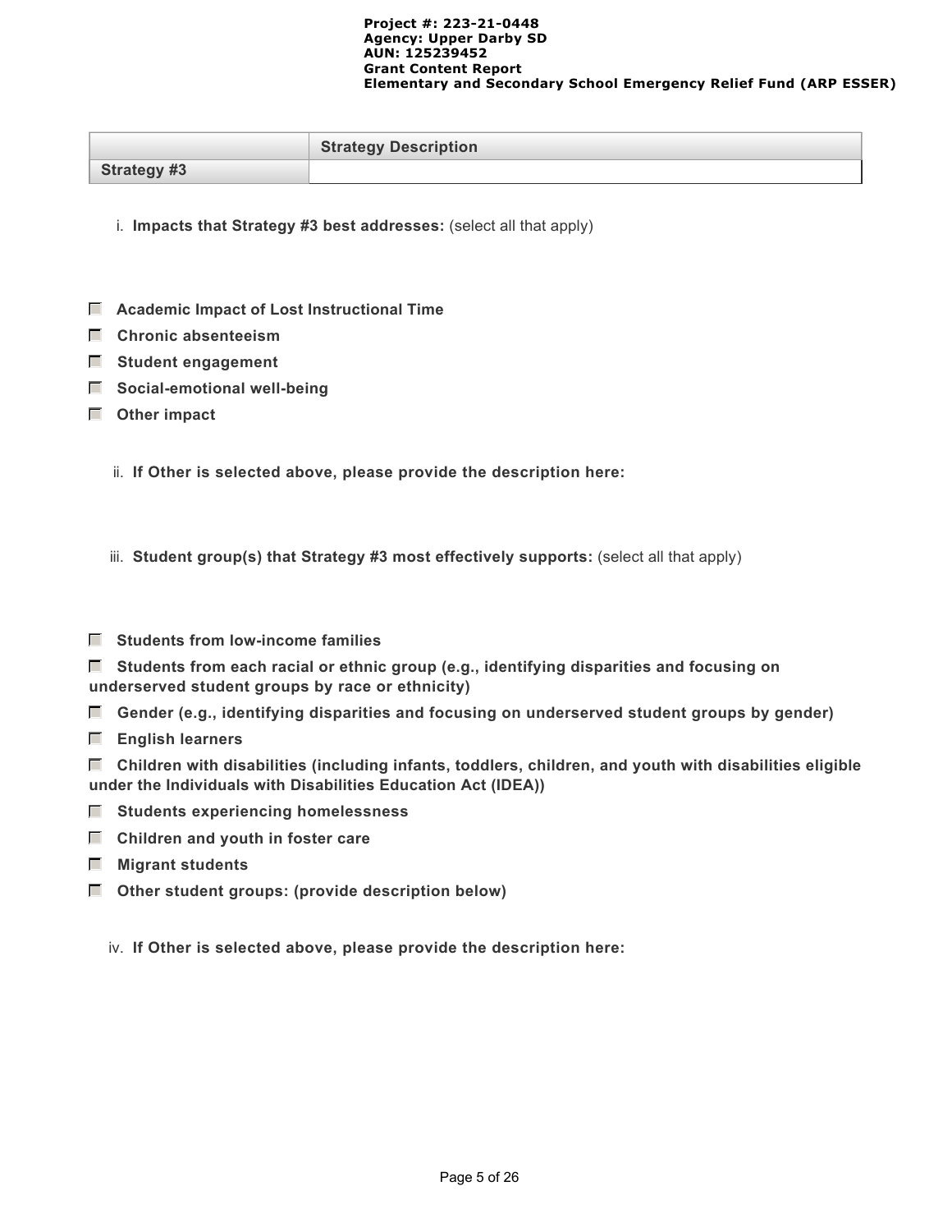| | Strategy Description |
|---|---|
| Strategy #3 | |

i. **Impacts that Strategy #3 best addresses:** (select all that apply)

- ☐ **Academic Impact of Lost Instructional Time**
- ☐ **Chronic absenteeism**
- ☐ **Student engagement**
- ☐ **Social-emotional well-being**
- ☐ **Other impact**

ii. **If Other is selected above, please provide the description here:**

iii. **Student group(s) that Strategy #3 most effectively supports:** (select all that apply)

- ☐ **Students from low-income families**
- ☐ **Students from each racial or ethnic group (e.g., identifying disparities and focusing on underserved student groups by race or ethnicity)**
- ☐ **Gender (e.g., identifying disparities and focusing on underserved student groups by gender)**
- ☐ **English learners**
- ☐ **Children with disabilities (including infants, toddlers, children, and youth with disabilities eligible under the Individuals with Disabilities Education Act (IDEA))**
- ☐ **Students experiencing homelessness**
- ☐ **Children and youth in foster care**
- ☐ **Migrant students**
- ☐ **Other student groups: (provide description below)**

iv. **If Other is selected above, please provide the description here:**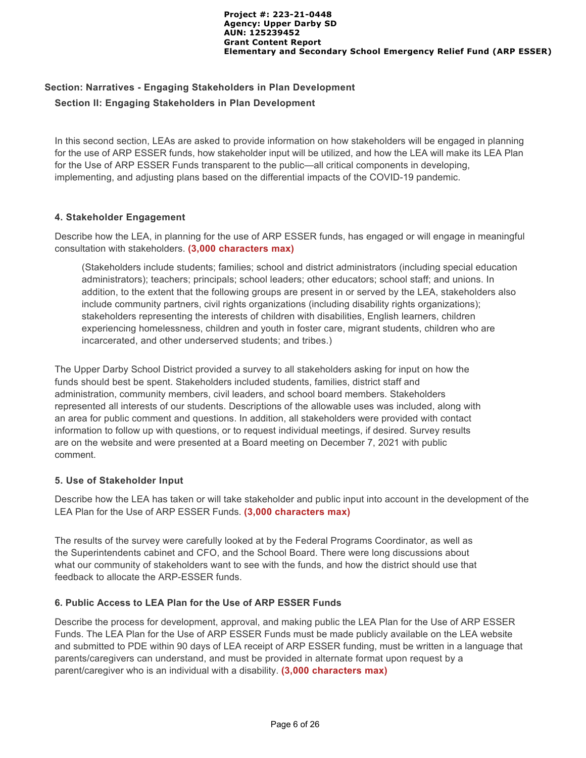## Section: Narratives - Engaging Stakeholders in Plan Development

### Section II: Engaging Stakeholders in Plan Development

In this second section, LEAs are asked to provide information on how stakeholders will be engaged in planning for the use of ARP ESSER funds, how stakeholder input will be utilized, and how the LEA will make its LEA Plan for the Use of ARP ESSER Funds transparent to the public—all critical components in developing, implementing, and adjusting plans based on the differential impacts of the COVID-19 pandemic.

#### 4. Stakeholder Engagement

Describe how the LEA, in planning for the use of ARP ESSER funds, has engaged or will engage in meaningful consultation with stakeholders. **(3,000 characters max)**

> (Stakeholders include students; families; school and district administrators (including special education administrators); teachers; principals; school leaders; other educators; school staff; and unions. In addition, to the extent that the following groups are present in or served by the LEA, stakeholders also include community partners, civil rights organizations (including disability rights organizations); stakeholders representing the interests of children with disabilities, English learners, children experiencing homelessness, children and youth in foster care, migrant students, children who are incarcerated, and other underserved students; and tribes.)

The Upper Darby School District provided a survey to all stakeholders asking for input on how the funds should best be spent. Stakeholders included students, families, district staff and administration, community members, civil leaders, and school board members. Stakeholders represented all interests of our students. Descriptions of the allowable uses was included, along with an area for public comment and questions. In addition, all stakeholders were provided with contact information to follow up with questions, or to request individual meetings, if desired. Survey results are on the website and were presented at a Board meeting on December 7, 2021 with public comment.

#### 5. Use of Stakeholder Input

Describe how the LEA has taken or will take stakeholder and public input into account in the development of the LEA Plan for the Use of ARP ESSER Funds. **(3,000 characters max)**

The results of the survey were carefully looked at by the Federal Programs Coordinator, as well as the Superintendents cabinet and CFO, and the School Board. There were long discussions about what our community of stakeholders want to see with the funds, and how the district should use that feedback to allocate the ARP-ESSER funds.

#### 6. Public Access to LEA Plan for the Use of ARP ESSER Funds

Describe the process for development, approval, and making public the LEA Plan for the Use of ARP ESSER Funds. The LEA Plan for the Use of ARP ESSER Funds must be made publicly available on the LEA website and submitted to PDE within 90 days of LEA receipt of ARP ESSER funding, must be written in a language that parents/caregivers can understand, and must be provided in alternate format upon request by a parent/caregiver who is an individual with a disability. **(3,000 characters max)**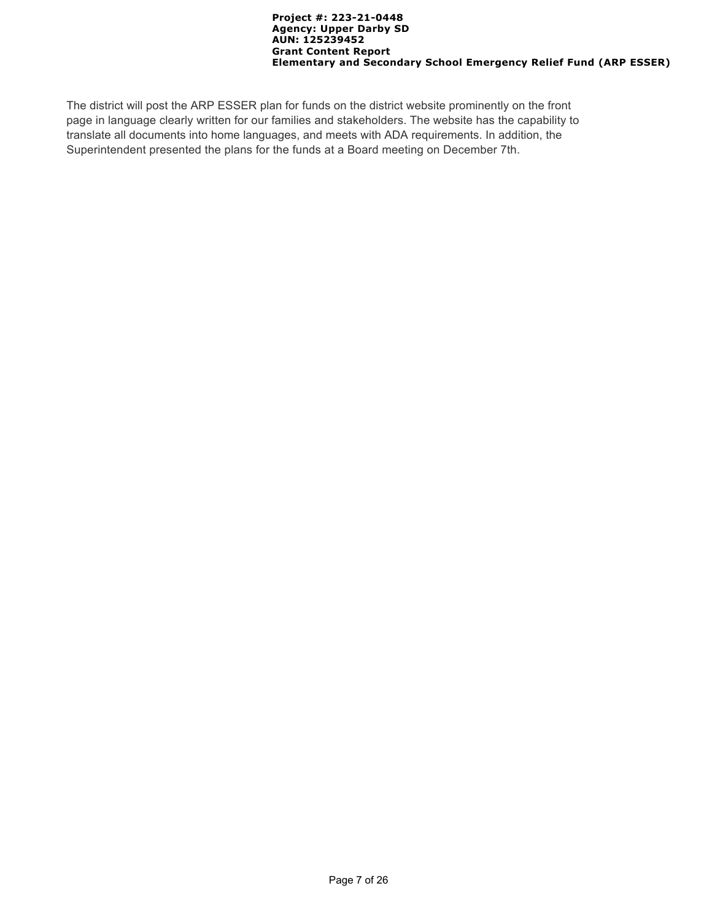The district will post the ARP ESSER plan for funds on the district website prominently on the front page in language clearly written for our families and stakeholders. The website has the capability to translate all documents into home languages, and meets with ADA requirements. In addition, the Superintendent presented the plans for the funds at a Board meeting on December 7th.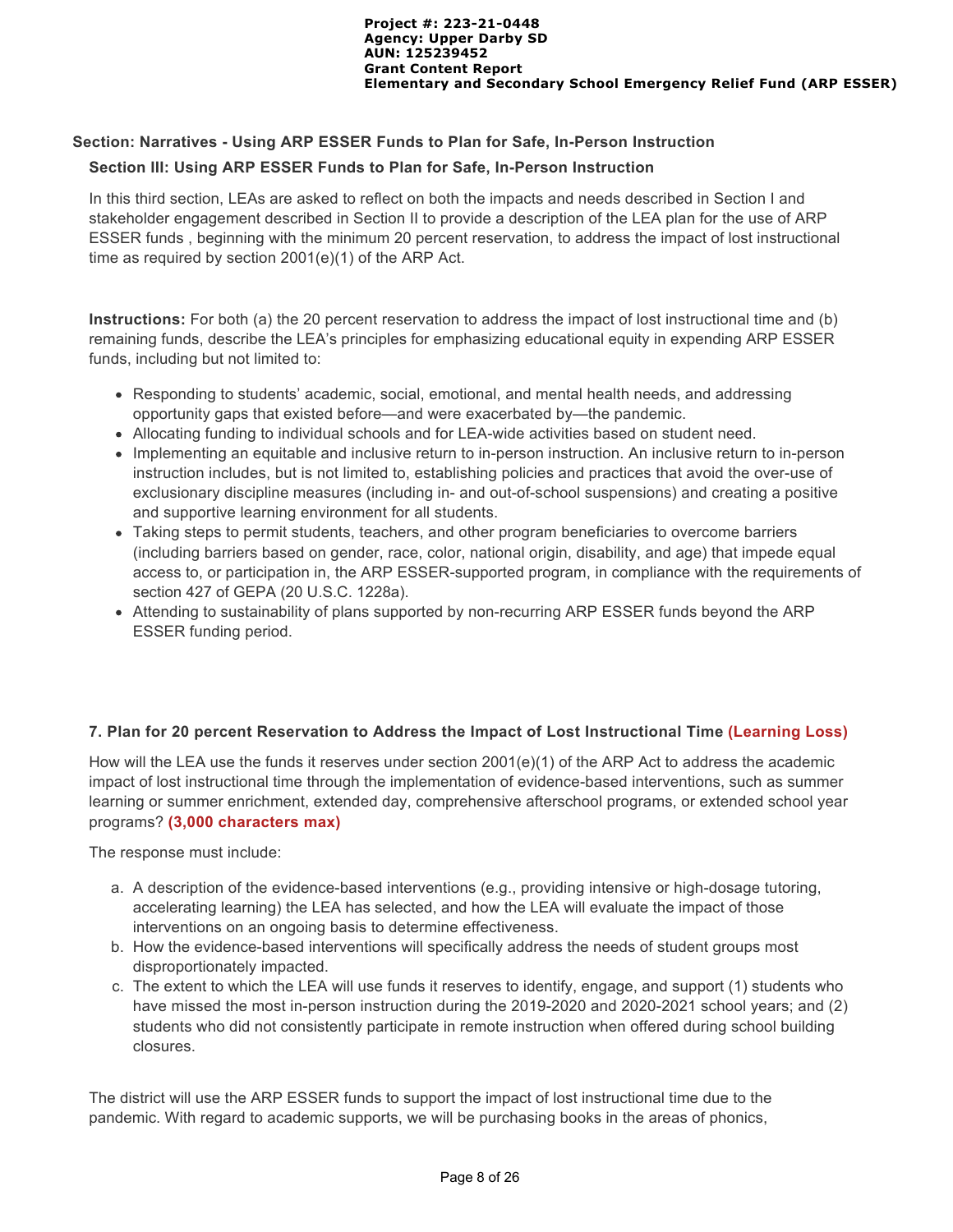## Section: Narratives - Using ARP ESSER Funds to Plan for Safe, In-Person Instruction

### Section III: Using ARP ESSER Funds to Plan for Safe, In-Person Instruction

In this third section, LEAs are asked to reflect on both the impacts and needs described in Section I and stakeholder engagement described in Section II to provide a description of the LEA plan for the use of ARP ESSER funds , beginning with the minimum 20 percent reservation, to address the impact of lost instructional time as required by section 2001(e)(1) of the ARP Act.

**Instructions:** For both (a) the 20 percent reservation to address the impact of lost instructional time and (b) remaining funds, describe the LEA's principles for emphasizing educational equity in expending ARP ESSER funds, including but not limited to:

- Responding to students' academic, social, emotional, and mental health needs, and addressing opportunity gaps that existed before—and were exacerbated by—the pandemic.
- Allocating funding to individual schools and for LEA-wide activities based on student need.
- Implementing an equitable and inclusive return to in-person instruction. An inclusive return to in-person instruction includes, but is not limited to, establishing policies and practices that avoid the over-use of exclusionary discipline measures (including in- and out-of-school suspensions) and creating a positive and supportive learning environment for all students.
- Taking steps to permit students, teachers, and other program beneficiaries to overcome barriers (including barriers based on gender, race, color, national origin, disability, and age) that impede equal access to, or participation in, the ARP ESSER-supported program, in compliance with the requirements of section 427 of GEPA (20 U.S.C. 1228a).
- Attending to sustainability of plans supported by non-recurring ARP ESSER funds beyond the ARP ESSER funding period.

### 7. Plan for 20 percent Reservation to Address the Impact of Lost Instructional Time (Learning Loss)

How will the LEA use the funds it reserves under section 2001(e)(1) of the ARP Act to address the academic impact of lost instructional time through the implementation of evidence-based interventions, such as summer learning or summer enrichment, extended day, comprehensive afterschool programs, or extended school year programs? **(3,000 characters max)**

The response must include:

a. A description of the evidence-based interventions (e.g., providing intensive or high-dosage tutoring, accelerating learning) the LEA has selected, and how the LEA will evaluate the impact of those interventions on an ongoing basis to determine effectiveness.
b. How the evidence-based interventions will specifically address the needs of student groups most disproportionately impacted.
c. The extent to which the LEA will use funds it reserves to identify, engage, and support (1) students who have missed the most in-person instruction during the 2019-2020 and 2020-2021 school years; and (2) students who did not consistently participate in remote instruction when offered during school building closures.

The district will use the ARP ESSER funds to support the impact of lost instructional time due to the pandemic. With regard to academic supports, we will be purchasing books in the areas of phonics,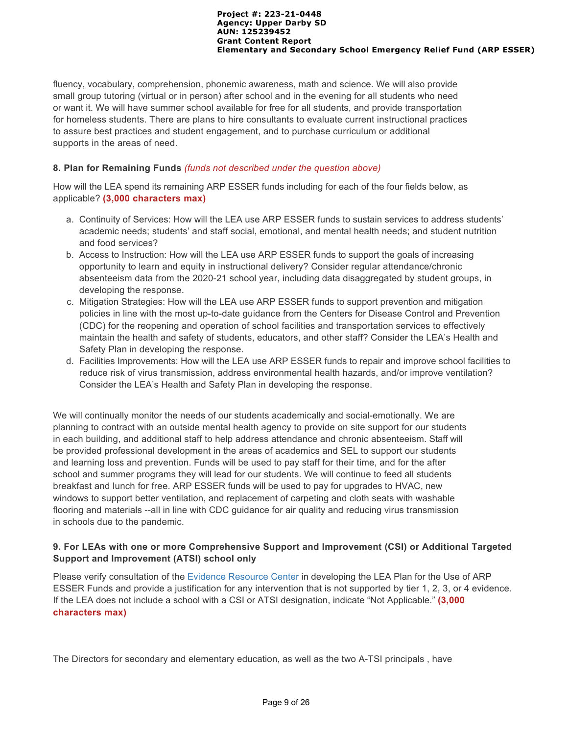fluency, vocabulary, comprehension, phonemic awareness, math and science. We will also provide small group tutoring (virtual or in person) after school and in the evening for all students who need or want it. We will have summer school available for free for all students, and provide transportation for homeless students. There are plans to hire consultants to evaluate current instructional practices to assure best practices and student engagement, and to purchase curriculum or additional supports in the areas of need.

**8. Plan for Remaining Funds** *(funds not described under the question above)*

How will the LEA spend its remaining ARP ESSER funds including for each of the four fields below, as applicable? **(3,000 characters max)**

a. Continuity of Services: How will the LEA use ARP ESSER funds to sustain services to address students' academic needs; students' and staff social, emotional, and mental health needs; and student nutrition and food services?
b. Access to Instruction: How will the LEA use ARP ESSER funds to support the goals of increasing opportunity to learn and equity in instructional delivery? Consider regular attendance/chronic absenteeism data from the 2020-21 school year, including data disaggregated by student groups, in developing the response.
c. Mitigation Strategies: How will the LEA use ARP ESSER funds to support prevention and mitigation policies in line with the most up-to-date guidance from the Centers for Disease Control and Prevention (CDC) for the reopening and operation of school facilities and transportation services to effectively maintain the health and safety of students, educators, and other staff? Consider the LEA's Health and Safety Plan in developing the response.
d. Facilities Improvements: How will the LEA use ARP ESSER funds to repair and improve school facilities to reduce risk of virus transmission, address environmental health hazards, and/or improve ventilation? Consider the LEA's Health and Safety Plan in developing the response.

We will continually monitor the needs of our students academically and social-emotionally. We are planning to contract with an outside mental health agency to provide on site support for our students in each building, and additional staff to help address attendance and chronic absenteeism. Staff will be provided professional development in the areas of academics and SEL to support our students and learning loss and prevention. Funds will be used to pay staff for their time, and for the after school and summer programs they will lead for our students. We will continue to feed all students breakfast and lunch for free. ARP ESSER funds will be used to pay for upgrades to HVAC, new windows to support better ventilation, and replacement of carpeting and cloth seats with washable flooring and materials --all in line with CDC guidance for air quality and reducing virus transmission in schools due to the pandemic.

**9. For LEAs with one or more Comprehensive Support and Improvement (CSI) or Additional Targeted Support and Improvement (ATSI) school only**

Please verify consultation of the Evidence Resource Center in developing the LEA Plan for the Use of ARP ESSER Funds and provide a justification for any intervention that is not supported by tier 1, 2, 3, or 4 evidence. If the LEA does not include a school with a CSI or ATSI designation, indicate "Not Applicable." **(3,000 characters max)**

The Directors for secondary and elementary education, as well as the two A-TSI principals , have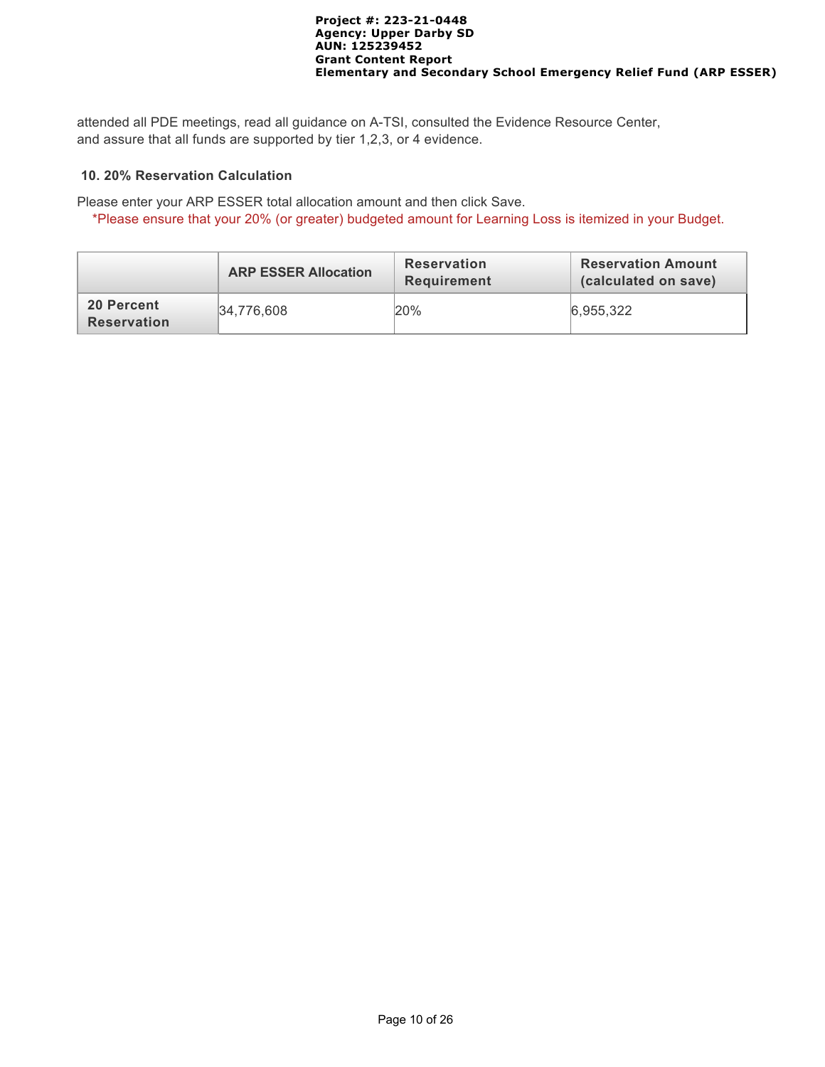attended all PDE meetings, read all guidance on A-TSI, consulted the Evidence Resource Center, and assure that all funds are supported by tier 1,2,3, or 4 evidence.

### 10. 20% Reservation Calculation

Please enter your ARP ESSER total allocation amount and then click Save.

*Please ensure that your 20% (or greater) budgeted amount for Learning Loss is itemized in your Budget.

| | ARP ESSER Allocation | Reservation Requirement | Reservation Amount (calculated on save) |
|---|---|---|---|
| **20 Percent Reservation** | 34,776,608 | 20% | 6,955,322 |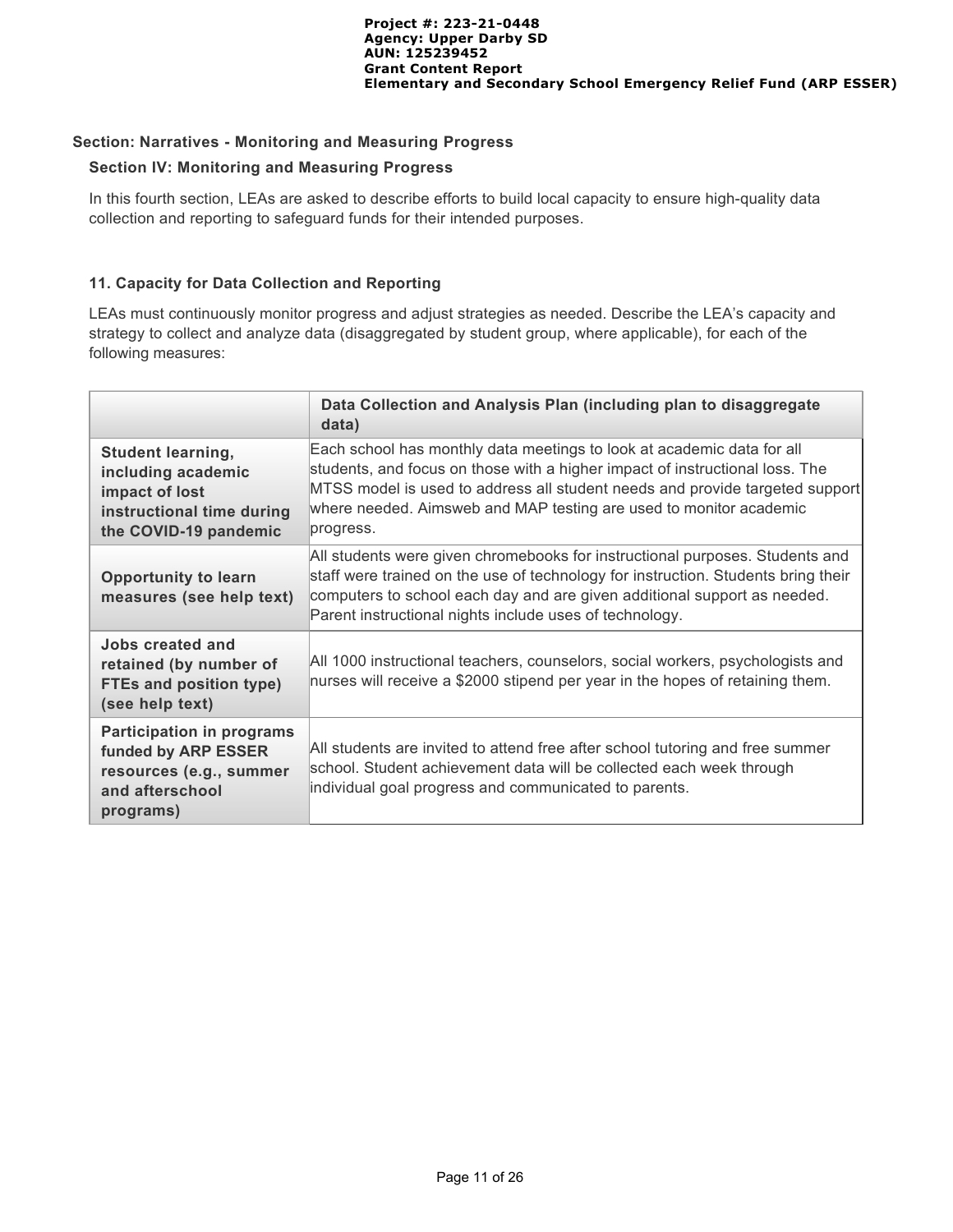## Section: Narratives - Monitoring and Measuring Progress

### Section IV: Monitoring and Measuring Progress

In this fourth section, LEAs are asked to describe efforts to build local capacity to ensure high-quality data collection and reporting to safeguard funds for their intended purposes.

### 11. Capacity for Data Collection and Reporting

LEAs must continuously monitor progress and adjust strategies as needed. Describe the LEA's capacity and strategy to collect and analyze data (disaggregated by student group, where applicable), for each of the following measures:

| | Data Collection and Analysis Plan (including plan to disaggregate data) |
|---|---|
| **Student learning, including academic impact of lost instructional time during the COVID-19 pandemic** | Each school has monthly data meetings to look at academic data for all students, and focus on those with a higher impact of instructional loss. The MTSS model is used to address all student needs and provide targeted support where needed. Aimsweb and MAP testing are used to monitor academic progress. |
| **Opportunity to learn measures (see help text)** | All students were given chromebooks for instructional purposes. Students and staff were trained on the use of technology for instruction. Students bring their computers to school each day and are given additional support as needed. Parent instructional nights include uses of technology. |
| **Jobs created and retained (by number of FTEs and position type) (see help text)** | All 1000 instructional teachers, counselors, social workers, psychologists and nurses will receive a $2000 stipend per year in the hopes of retaining them. |
| **Participation in programs funded by ARP ESSER resources (e.g., summer and afterschool programs)** | All students are invited to attend free after school tutoring and free summer school. Student achievement data will be collected each week through individual goal progress and communicated to parents. |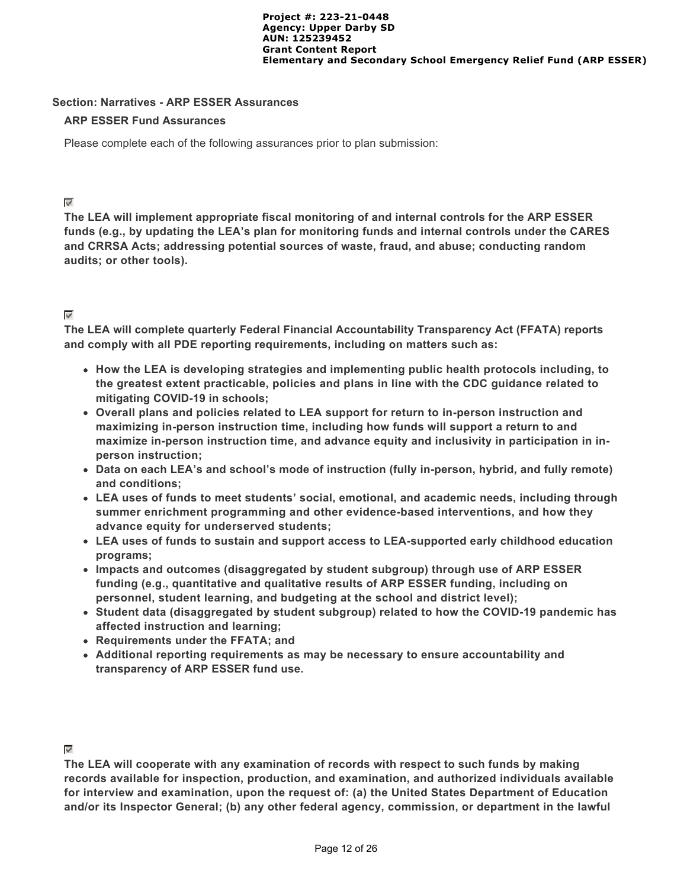## Section: Narratives - ARP ESSER Assurances

### ARP ESSER Fund Assurances

Please complete each of the following assurances prior to plan submission:

☑ **The LEA will implement appropriate fiscal monitoring of and internal controls for the ARP ESSER funds (e.g., by updating the LEA's plan for monitoring funds and internal controls under the CARES and CRRSA Acts; addressing potential sources of waste, fraud, and abuse; conducting random audits; or other tools).**

☑ **The LEA will complete quarterly Federal Financial Accountability Transparency Act (FFATA) reports and comply with all PDE reporting requirements, including on matters such as:**

- **How the LEA is developing strategies and implementing public health protocols including, to the greatest extent practicable, policies and plans in line with the CDC guidance related to mitigating COVID-19 in schools;**
- **Overall plans and policies related to LEA support for return to in-person instruction and maximizing in-person instruction time, including how funds will support a return to and maximize in-person instruction time, and advance equity and inclusivity in participation in in-person instruction;**
- **Data on each LEA's and school's mode of instruction (fully in-person, hybrid, and fully remote) and conditions;**
- **LEA uses of funds to meet students' social, emotional, and academic needs, including through summer enrichment programming and other evidence-based interventions, and how they advance equity for underserved students;**
- **LEA uses of funds to sustain and support access to LEA-supported early childhood education programs;**
- **Impacts and outcomes (disaggregated by student subgroup) through use of ARP ESSER funding (e.g., quantitative and qualitative results of ARP ESSER funding, including on personnel, student learning, and budgeting at the school and district level);**
- **Student data (disaggregated by student subgroup) related to how the COVID-19 pandemic has affected instruction and learning;**
- **Requirements under the FFATA; and**
- **Additional reporting requirements as may be necessary to ensure accountability and transparency of ARP ESSER fund use.**

☑ **The LEA will cooperate with any examination of records with respect to such funds by making records available for inspection, production, and examination, and authorized individuals available for interview and examination, upon the request of: (a) the United States Department of Education and/or its Inspector General; (b) any other federal agency, commission, or department in the lawful**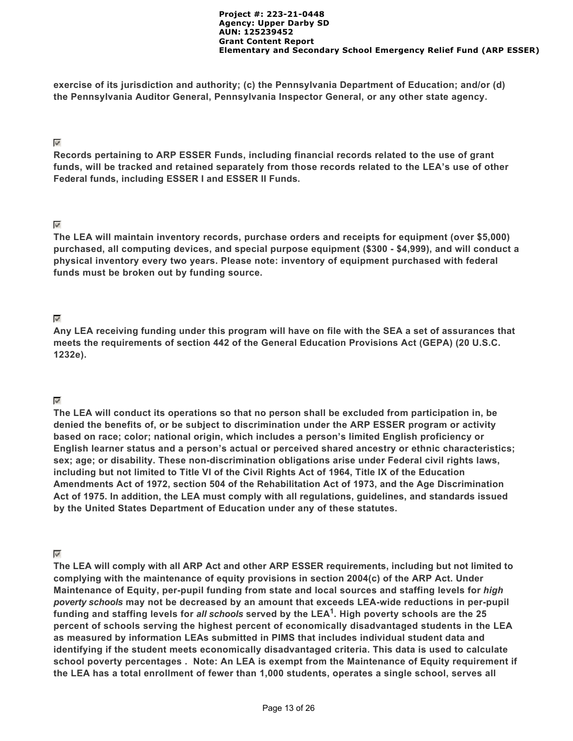**exercise of its jurisdiction and authority; (c) the Pennsylvania Department of Education; and/or (d) the Pennsylvania Auditor General, Pennsylvania Inspector General, or any other state agency.**

☑
**Records pertaining to ARP ESSER Funds, including financial records related to the use of grant funds, will be tracked and retained separately from those records related to the LEA's use of other Federal funds, including ESSER I and ESSER II Funds.**

☑
**The LEA will maintain inventory records, purchase orders and receipts for equipment (over $5,000) purchased, all computing devices, and special purpose equipment ($300 - $4,999), and will conduct a physical inventory every two years. Please note: inventory of equipment purchased with federal funds must be broken out by funding source.**

☑
**Any LEA receiving funding under this program will have on file with the SEA a set of assurances that meets the requirements of section 442 of the General Education Provisions Act (GEPA) (20 U.S.C. 1232e).**

☑
**The LEA will conduct its operations so that no person shall be excluded from participation in, be denied the benefits of, or be subject to discrimination under the ARP ESSER program or activity based on race; color; national origin, which includes a person's limited English proficiency or English learner status and a person's actual or perceived shared ancestry or ethnic characteristics; sex; age; or disability. These non-discrimination obligations arise under Federal civil rights laws, including but not limited to Title VI of the Civil Rights Act of 1964, Title IX of the Education Amendments Act of 1972, section 504 of the Rehabilitation Act of 1973, and the Age Discrimination Act of 1975. In addition, the LEA must comply with all regulations, guidelines, and standards issued by the United States Department of Education under any of these statutes.**

☑
**The LEA will comply with all ARP Act and other ARP ESSER requirements, including but not limited to complying with the maintenance of equity provisions in section 2004(c) of the ARP Act. Under Maintenance of Equity, per-pupil funding from state and local sources and staffing levels for *high poverty schools* may not be decreased by an amount that exceeds LEA-wide reductions in per-pupil funding and staffing levels for *all schools* served by the LEA[1]. High poverty schools are the 25 percent of schools serving the highest percent of economically disadvantaged students in the LEA as measured by information LEAs submitted in PIMS that includes individual student data and identifying if the student meets economically disadvantaged criteria. This data is used to calculate school poverty percentages . Note: An LEA is exempt from the Maintenance of Equity requirement if the LEA has a total enrollment of fewer than 1,000 students, operates a single school, serves all**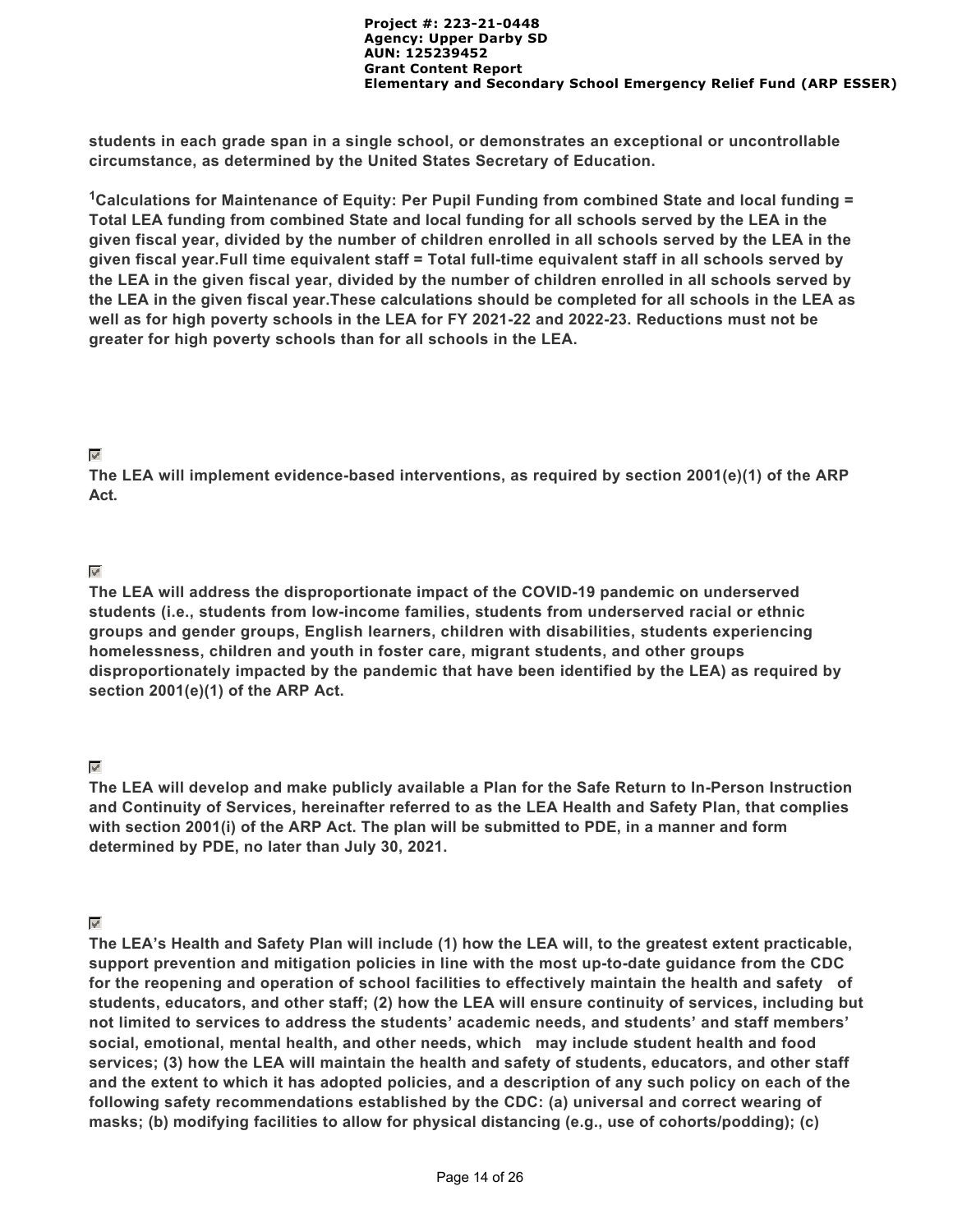**students in each grade span in a single school, or demonstrates an exceptional or uncontrollable circumstance, as determined by the United States Secretary of Education.**

[1]**Calculations for Maintenance of Equity: Per Pupil Funding from combined State and local funding = Total LEA funding from combined State and local funding for all schools served by the LEA in the given fiscal year, divided by the number of children enrolled in all schools served by the LEA in the given fiscal year.Full time equivalent staff = Total full-time equivalent staff in all schools served by the LEA in the given fiscal year, divided by the number of children enrolled in all schools served by the LEA in the given fiscal year.These calculations should be completed for all schools in the LEA as well as for high poverty schools in the LEA for FY 2021-22 and 2022-23. Reductions must not be greater for high poverty schools than for all schools in the LEA.**

☑

**The LEA will implement evidence-based interventions, as required by section 2001(e)(1) of the ARP Act.**

☑

**The LEA will address the disproportionate impact of the COVID-19 pandemic on underserved students (i.e., students from low-income families, students from underserved racial or ethnic groups and gender groups, English learners, children with disabilities, students experiencing homelessness, children and youth in foster care, migrant students, and other groups disproportionately impacted by the pandemic that have been identified by the LEA) as required by section 2001(e)(1) of the ARP Act.**

☑

**The LEA will develop and make publicly available a Plan for the Safe Return to In-Person Instruction and Continuity of Services, hereinafter referred to as the LEA Health and Safety Plan, that complies with section 2001(i) of the ARP Act. The plan will be submitted to PDE, in a manner and form determined by PDE, no later than July 30, 2021.**

☑

**The LEA's Health and Safety Plan will include (1) how the LEA will, to the greatest extent practicable, support prevention and mitigation policies in line with the most up-to-date guidance from the CDC for the reopening and operation of school facilities to effectively maintain the health and safety of students, educators, and other staff; (2) how the LEA will ensure continuity of services, including but not limited to services to address the students' academic needs, and students' and staff members' social, emotional, mental health, and other needs, which may include student health and food services; (3) how the LEA will maintain the health and safety of students, educators, and other staff and the extent to which it has adopted policies, and a description of any such policy on each of the following safety recommendations established by the CDC: (a) universal and correct wearing of masks; (b) modifying facilities to allow for physical distancing (e.g., use of cohorts/podding); (c)**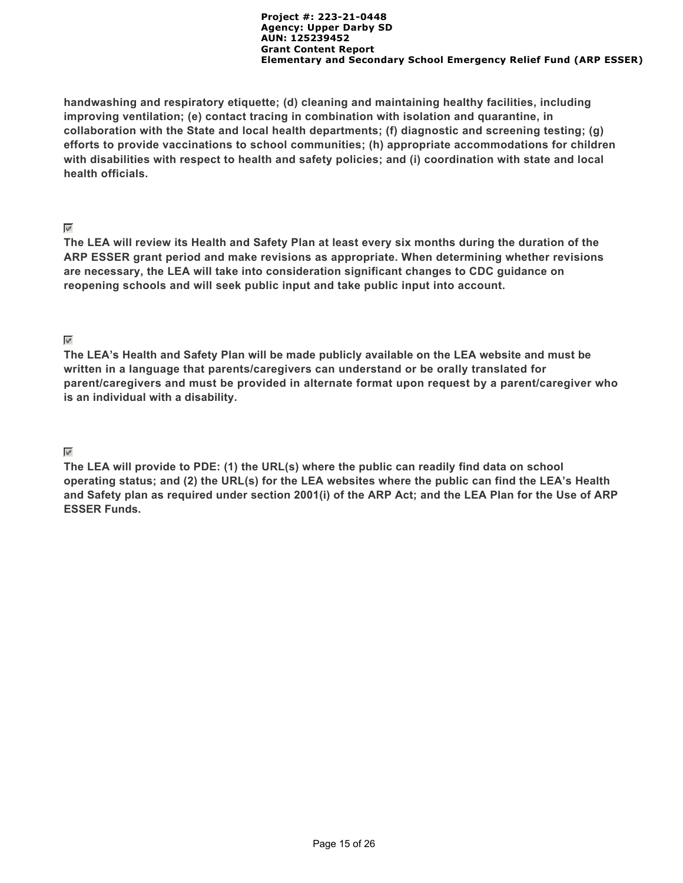**handwashing and respiratory etiquette; (d) cleaning and maintaining healthy facilities, including improving ventilation; (e) contact tracing in combination with isolation and quarantine, in collaboration with the State and local health departments; (f) diagnostic and screening testing; (g) efforts to provide vaccinations to school communities; (h) appropriate accommodations for children with disabilities with respect to health and safety policies; and (i) coordination with state and local health officials.**

☑ **The LEA will review its Health and Safety Plan at least every six months during the duration of the ARP ESSER grant period and make revisions as appropriate. When determining whether revisions are necessary, the LEA will take into consideration significant changes to CDC guidance on reopening schools and will seek public input and take public input into account.**

☑ **The LEA's Health and Safety Plan will be made publicly available on the LEA website and must be written in a language that parents/caregivers can understand or be orally translated for parent/caregivers and must be provided in alternate format upon request by a parent/caregiver who is an individual with a disability.**

☑ **The LEA will provide to PDE: (1) the URL(s) where the public can readily find data on school operating status; and (2) the URL(s) for the LEA websites where the public can find the LEA's Health and Safety plan as required under section 2001(i) of the ARP Act; and the LEA Plan for the Use of ARP ESSER Funds.**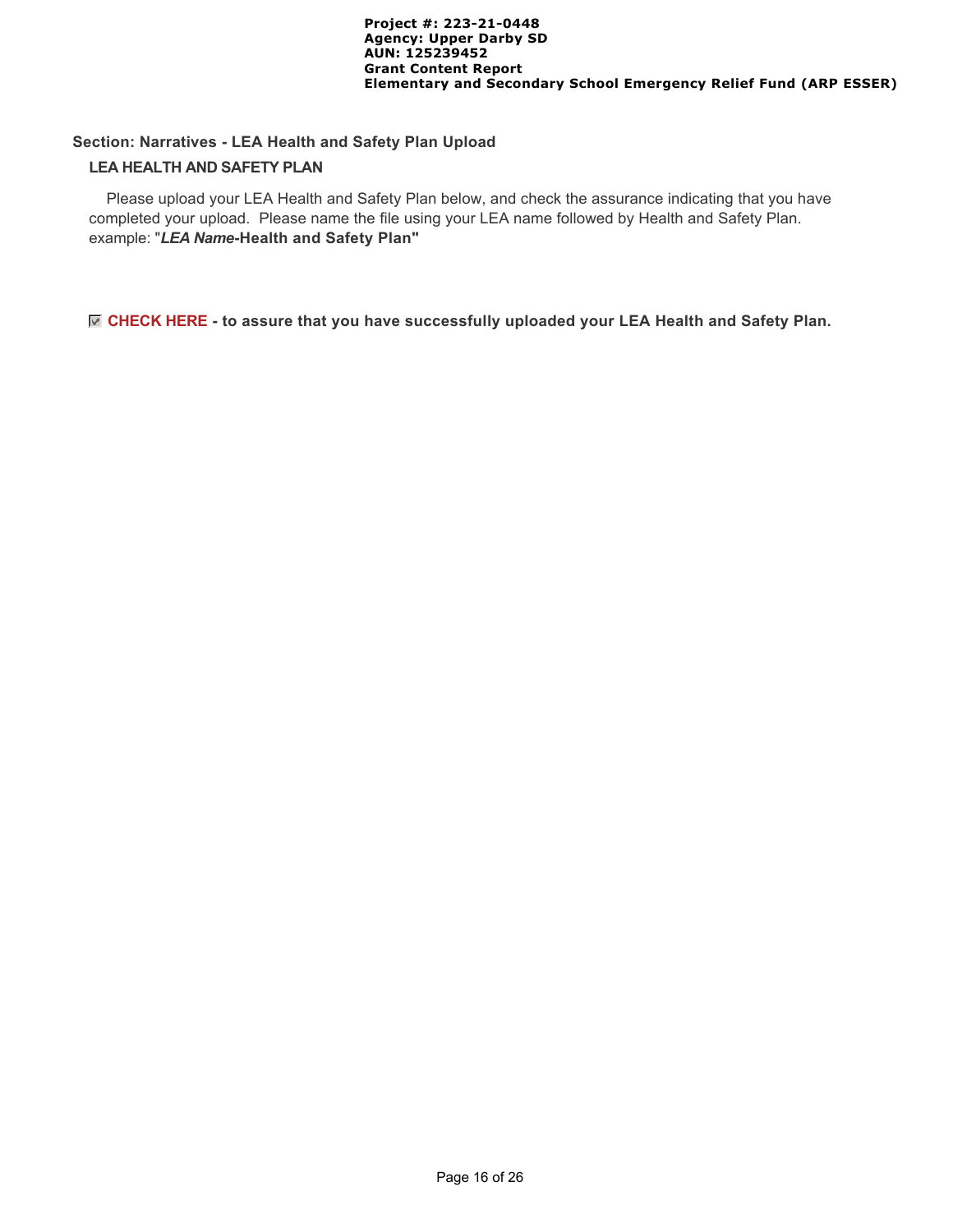## Section: Narratives - LEA Health and Safety Plan Upload

### LEA HEALTH AND SAFETY PLAN

Please upload your LEA Health and Safety Plan below, and check the assurance indicating that you have completed your upload. Please name the file using your LEA name followed by Health and Safety Plan. example: "***LEA Name*-Health and Safety Plan"**

☑ **CHECK HERE - to assure that you have successfully uploaded your LEA Health and Safety Plan.**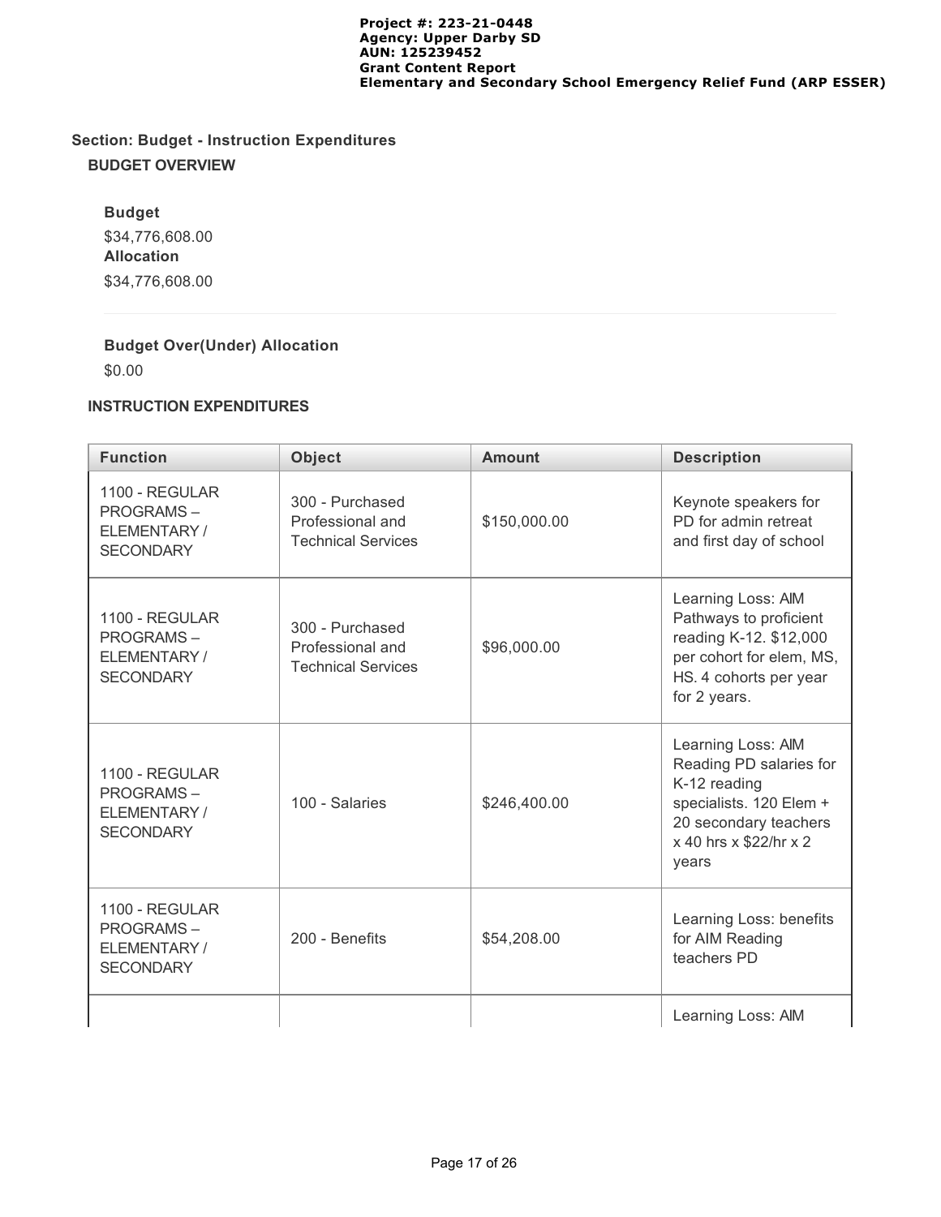## Section: Budget - Instruction Expenditures

### BUDGET OVERVIEW

**Budget**

$34,776,608.00

**Allocation**

$34,776,608.00

**Budget Over(Under) Allocation**

$0.00

### INSTRUCTION EXPENDITURES

| Function | Object | Amount | Description |
|---|---|---|---|
| 1100 - REGULAR PROGRAMS – ELEMENTARY / SECONDARY | 300 - Purchased Professional and Technical Services | $150,000.00 | Keynote speakers for PD for admin retreat and first day of school |
| 1100 - REGULAR PROGRAMS – ELEMENTARY / SECONDARY | 300 - Purchased Professional and Technical Services | $96,000.00 | Learning Loss: AIM Pathways to proficient reading K-12. $12,000 per cohort for elem, MS, HS. 4 cohorts per year for 2 years. |
| 1100 - REGULAR PROGRAMS – ELEMENTARY / SECONDARY | 100 - Salaries | $246,400.00 | Learning Loss: AIM Reading PD salaries for K-12 reading specialists. 120 Elem + 20 secondary teachers x 40 hrs x $22/hr x 2 years |
| 1100 - REGULAR PROGRAMS – ELEMENTARY / SECONDARY | 200 - Benefits | $54,208.00 | Learning Loss: benefits for AIM Reading teachers PD |
| | | | Learning Loss: AIM |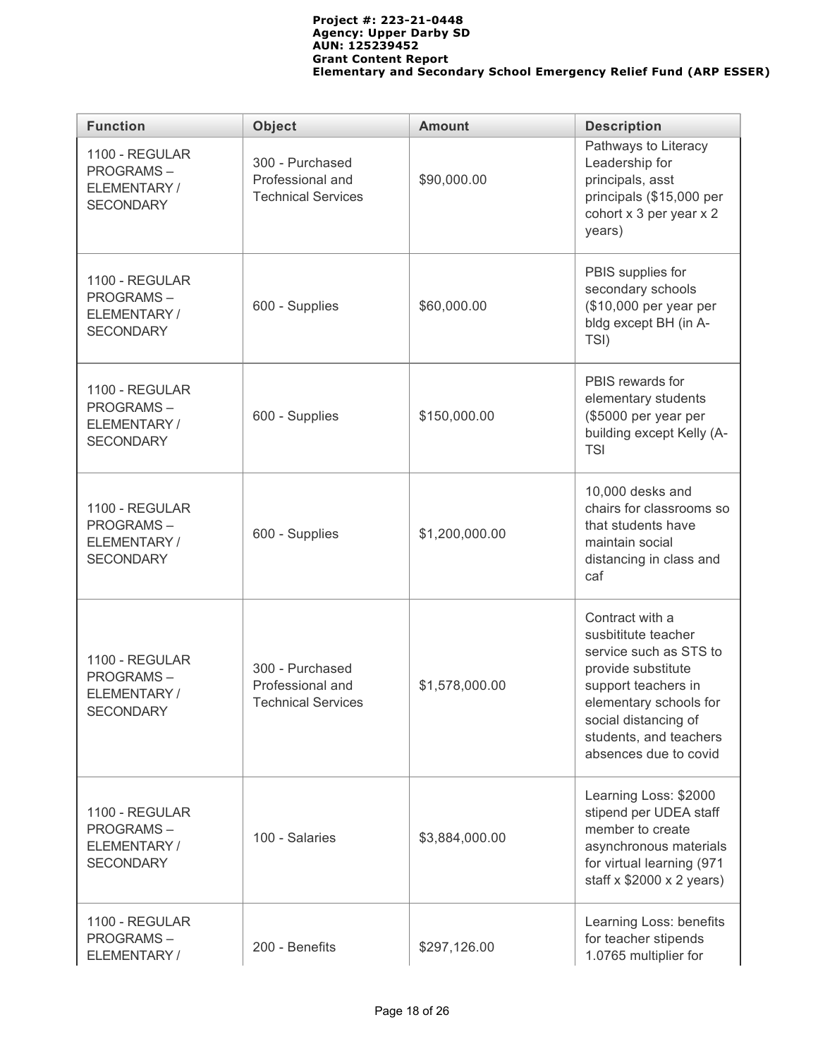| Function | Object | Amount | Description |
| --- | --- | --- | --- |
| 1100 - REGULAR PROGRAMS – ELEMENTARY / SECONDARY | 300 - Purchased Professional and Technical Services | $90,000.00 | Pathways to Literacy Leadership for principals, asst principals ($15,000 per cohort x 3 per year x 2 years) |
| 1100 - REGULAR PROGRAMS – ELEMENTARY / SECONDARY | 600 - Supplies | $60,000.00 | PBIS supplies for secondary schools ($10,000 per year per bldg except BH (in A-TSI) |
| 1100 - REGULAR PROGRAMS – ELEMENTARY / SECONDARY | 600 - Supplies | $150,000.00 | PBIS rewards for elementary students ($5000 per year per building except Kelly (A-TSI |
| 1100 - REGULAR PROGRAMS – ELEMENTARY / SECONDARY | 600 - Supplies | $1,200,000.00 | 10,000 desks and chairs for classrooms so that students have maintain social distancing in class and caf |
| 1100 - REGULAR PROGRAMS – ELEMENTARY / SECONDARY | 300 - Purchased Professional and Technical Services | $1,578,000.00 | Contract with a susbititute teacher service such as STS to provide substitute support teachers in elementary schools for social distancing of students, and teachers absences due to covid |
| 1100 - REGULAR PROGRAMS – ELEMENTARY / SECONDARY | 100 - Salaries | $3,884,000.00 | Learning Loss: $2000 stipend per UDEA staff member to create asynchronous materials for virtual learning (971 staff x $2000 x 2 years) |
| 1100 - REGULAR PROGRAMS – ELEMENTARY / | 200 - Benefits | $297,126.00 | Learning Loss: benefits for teacher stipends 1.0765 multiplier for |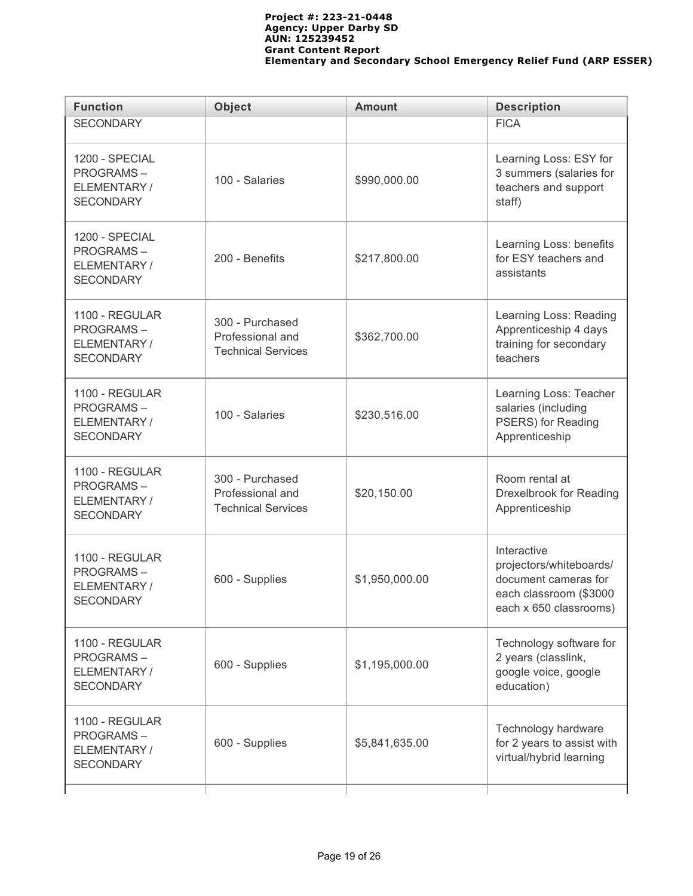| Function | Object | Amount | Description |
|---|---|---|---|
| SECONDARY | | | FICA |
| 1200 - SPECIAL PROGRAMS – ELEMENTARY / SECONDARY | 100 - Salaries | $990,000.00 | Learning Loss: ESY for 3 summers (salaries for teachers and support staff) |
| 1200 - SPECIAL PROGRAMS – ELEMENTARY / SECONDARY | 200 - Benefits | $217,800.00 | Learning Loss: benefits for ESY teachers and assistants |
| 1100 - REGULAR PROGRAMS – ELEMENTARY / SECONDARY | 300 - Purchased Professional and Technical Services | $362,700.00 | Learning Loss: Reading Apprenticeship 4 days training for secondary teachers |
| 1100 - REGULAR PROGRAMS – ELEMENTARY / SECONDARY | 100 - Salaries | $230,516.00 | Learning Loss: Teacher salaries (including PSERS) for Reading Apprenticeship |
| 1100 - REGULAR PROGRAMS – ELEMENTARY / SECONDARY | 300 - Purchased Professional and Technical Services | $20,150.00 | Room rental at Drexelbrook for Reading Apprenticeship |
| 1100 - REGULAR PROGRAMS – ELEMENTARY / SECONDARY | 600 - Supplies | $1,950,000.00 | Interactive projectors/whiteboards/ document cameras for each classroom ($3000 each x 650 classrooms) |
| 1100 - REGULAR PROGRAMS – ELEMENTARY / SECONDARY | 600 - Supplies | $1,195,000.00 | Technology software for 2 years (classlink, google voice, google education) |
| 1100 - REGULAR PROGRAMS – ELEMENTARY / SECONDARY | 600 - Supplies | $5,841,635.00 | Technology hardware for 2 years to assist with virtual/hybrid learning |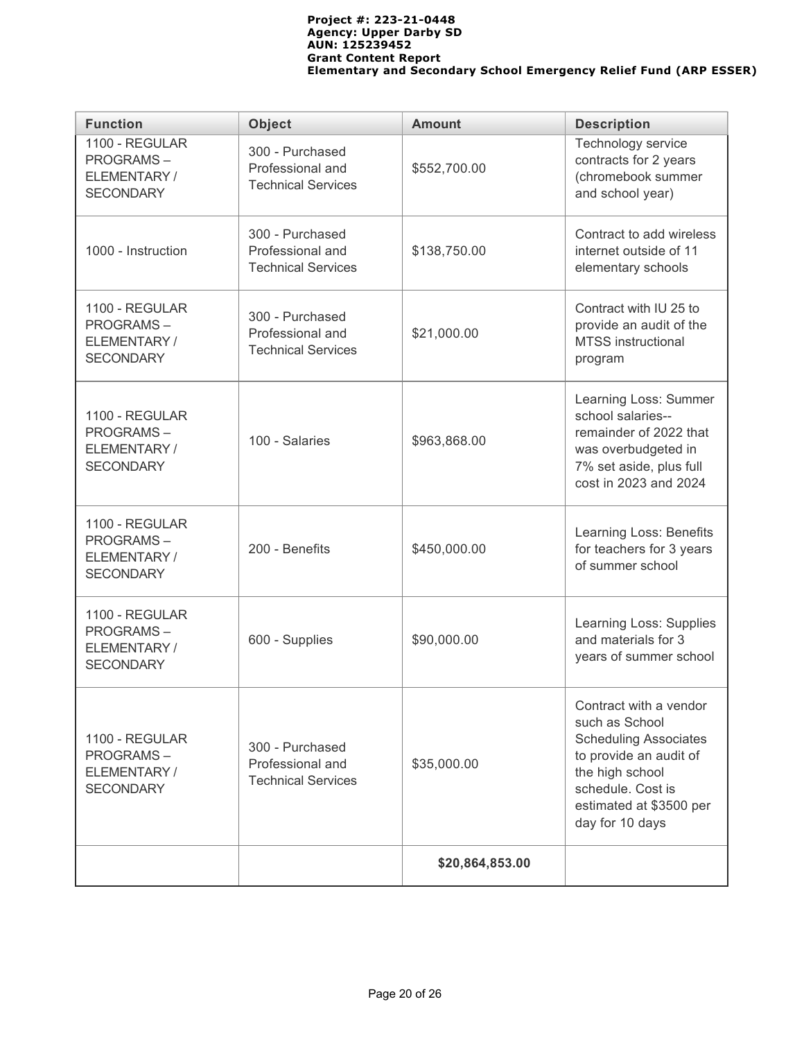| Function | Object | Amount | Description |
|---|---|---|---|
| 1100 - REGULAR PROGRAMS – ELEMENTARY / SECONDARY | 300 - Purchased Professional and Technical Services | $552,700.00 | Technology service contracts for 2 years (chromebook summer and school year) |
| 1000 - Instruction | 300 - Purchased Professional and Technical Services | $138,750.00 | Contract to add wireless internet outside of 11 elementary schools |
| 1100 - REGULAR PROGRAMS – ELEMENTARY / SECONDARY | 300 - Purchased Professional and Technical Services | $21,000.00 | Contract with IU 25 to provide an audit of the MTSS instructional program |
| 1100 - REGULAR PROGRAMS – ELEMENTARY / SECONDARY | 100 - Salaries | $963,868.00 | Learning Loss: Summer school salaries--remainder of 2022 that was overbudgeted in 7% set aside, plus full cost in 2023 and 2024 |
| 1100 - REGULAR PROGRAMS – ELEMENTARY / SECONDARY | 200 - Benefits | $450,000.00 | Learning Loss: Benefits for teachers for 3 years of summer school |
| 1100 - REGULAR PROGRAMS – ELEMENTARY / SECONDARY | 600 - Supplies | $90,000.00 | Learning Loss: Supplies and materials for 3 years of summer school |
| 1100 - REGULAR PROGRAMS – ELEMENTARY / SECONDARY | 300 - Purchased Professional and Technical Services | $35,000.00 | Contract with a vendor such as School Scheduling Associates to provide an audit of the high school schedule. Cost is estimated at $3500 per day for 10 days |
| | | **$20,864,853.00** | |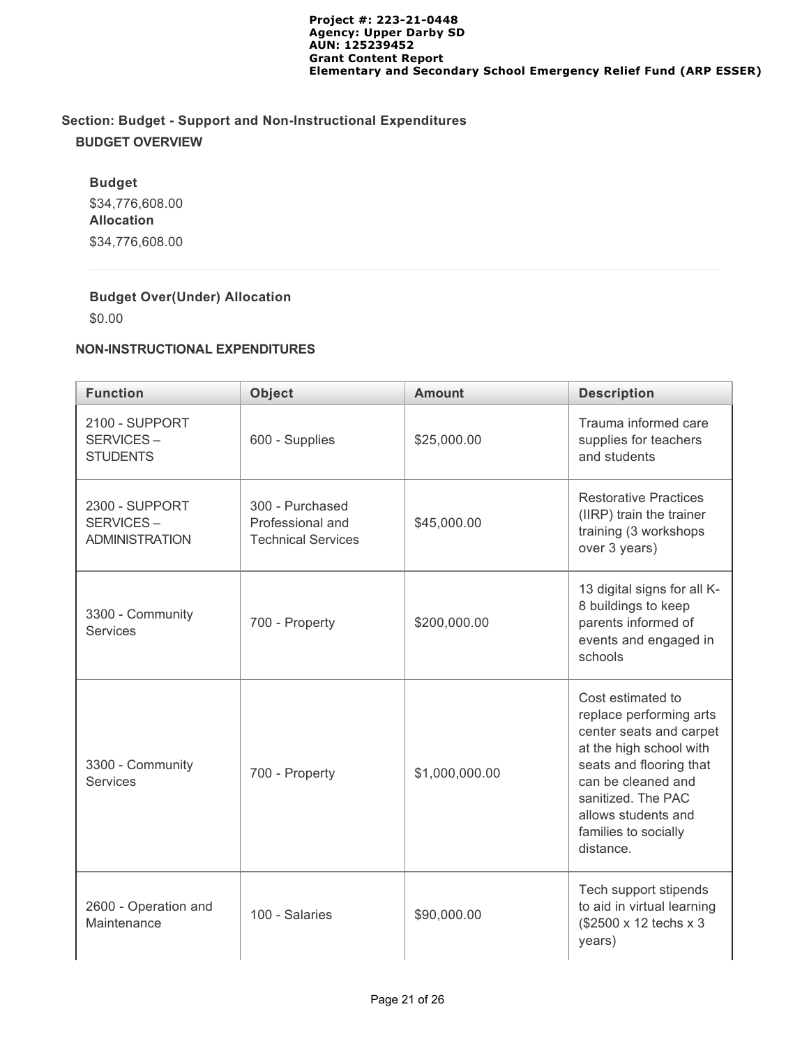## Section: Budget - Support and Non-Instructional Expenditures

### BUDGET OVERVIEW

**Budget**

$34,776,608.00

**Allocation**

$34,776,608.00

**Budget Over(Under) Allocation**

$0.00

### NON-INSTRUCTIONAL EXPENDITURES

| Function | Object | Amount | Description |
|---|---|---|---|
| 2100 - SUPPORT SERVICES – STUDENTS | 600 - Supplies | $25,000.00 | Trauma informed care supplies for teachers and students |
| 2300 - SUPPORT SERVICES – ADMINISTRATION | 300 - Purchased Professional and Technical Services | $45,000.00 | Restorative Practices (IIRP) train the trainer training (3 workshops over 3 years) |
| 3300 - Community Services | 700 - Property | $200,000.00 | 13 digital signs for all K-8 buildings to keep parents informed of events and engaged in schools |
| 3300 - Community Services | 700 - Property | $1,000,000.00 | Cost estimated to replace performing arts center seats and carpet at the high school with seats and flooring that can be cleaned and sanitized. The PAC allows students and families to socially distance. |
| 2600 - Operation and Maintenance | 100 - Salaries | $90,000.00 | Tech support stipends to aid in virtual learning ($2500 x 12 techs x 3 years) |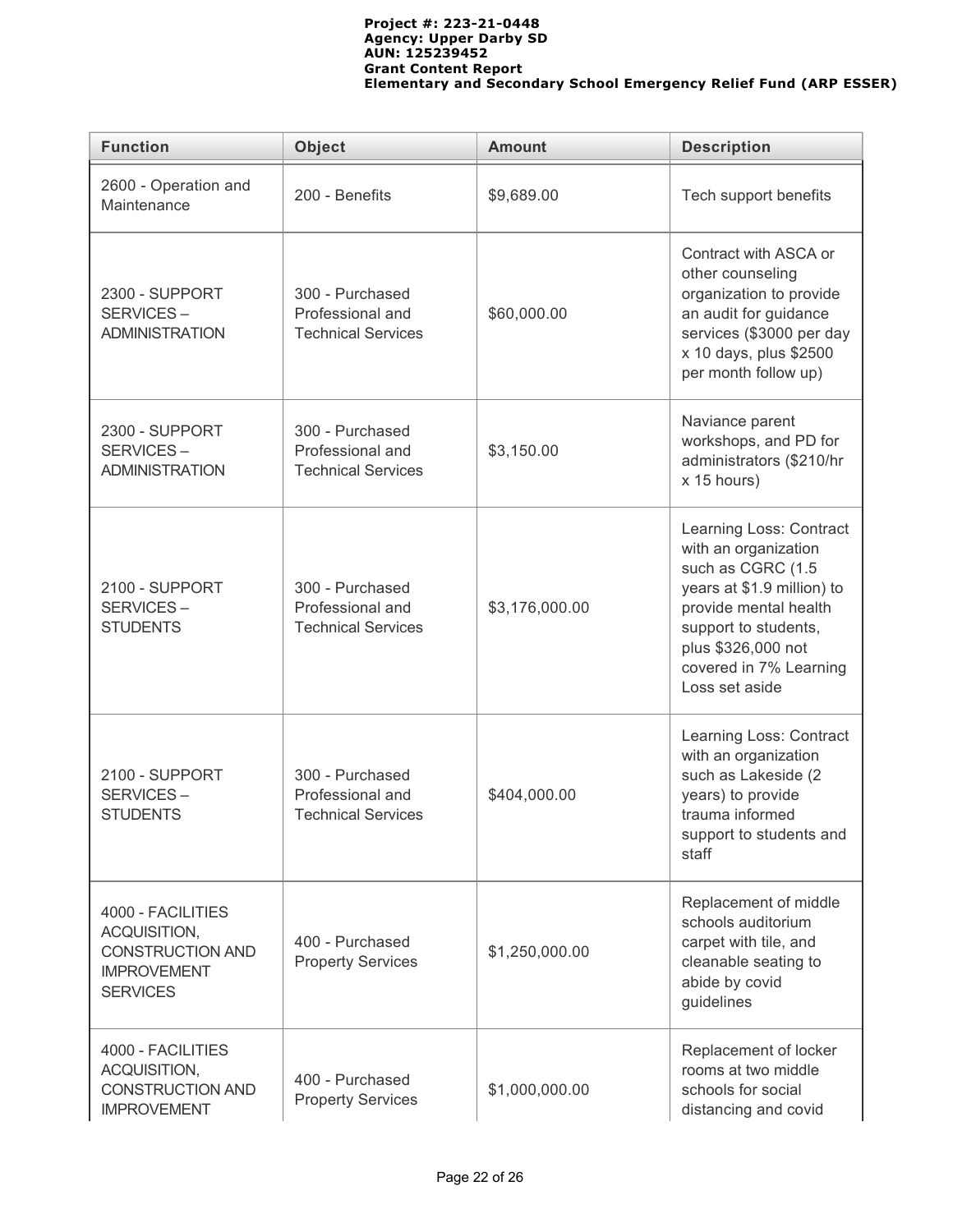| Function | Object | Amount | Description |
|---|---|---|---|
| 2600 - Operation and Maintenance | 200 - Benefits | $9,689.00 | Tech support benefits |
| 2300 - SUPPORT SERVICES – ADMINISTRATION | 300 - Purchased Professional and Technical Services | $60,000.00 | Contract with ASCA or other counseling organization to provide an audit for guidance services ($3000 per day x 10 days, plus $2500 per month follow up) |
| 2300 - SUPPORT SERVICES – ADMINISTRATION | 300 - Purchased Professional and Technical Services | $3,150.00 | Naviance parent workshops, and PD for administrators ($210/hr x 15 hours) |
| 2100 - SUPPORT SERVICES – STUDENTS | 300 - Purchased Professional and Technical Services | $3,176,000.00 | Learning Loss: Contract with an organization such as CGRC (1.5 years at $1.9 million) to provide mental health support to students, plus $326,000 not covered in 7% Learning Loss set aside |
| 2100 - SUPPORT SERVICES – STUDENTS | 300 - Purchased Professional and Technical Services | $404,000.00 | Learning Loss: Contract with an organization such as Lakeside (2 years) to provide trauma informed support to students and staff |
| 4000 - FACILITIES ACQUISITION, CONSTRUCTION AND IMPROVEMENT SERVICES | 400 - Purchased Property Services | $1,250,000.00 | Replacement of middle schools auditorium carpet with tile, and cleanable seating to abide by covid guidelines |
| 4000 - FACILITIES ACQUISITION, CONSTRUCTION AND IMPROVEMENT | 400 - Purchased Property Services | $1,000,000.00 | Replacement of locker rooms at two middle schools for social distancing and covid |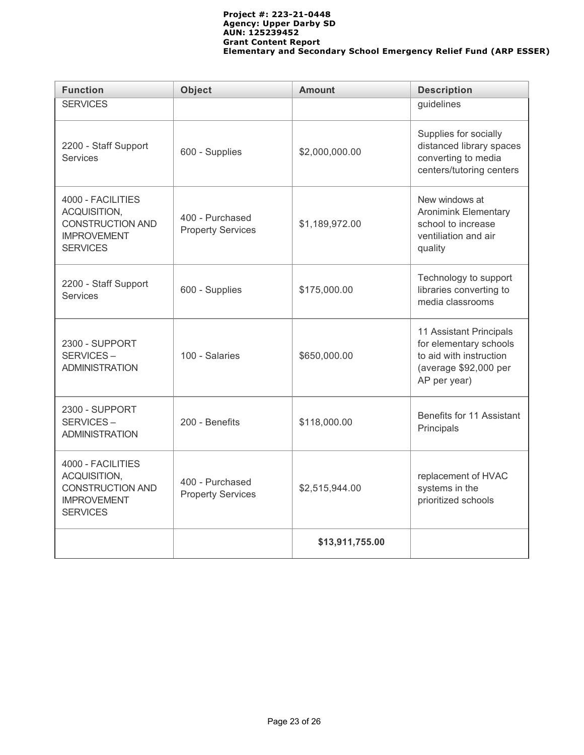| Function | Object | Amount | Description |
| --- | --- | --- | --- |
| SERVICES | | | guidelines |
| 2200 - Staff Support Services | 600 - Supplies | $2,000,000.00 | Supplies for socially distanced library spaces converting to media centers/tutoring centers |
| 4000 - FACILITIES ACQUISITION, CONSTRUCTION AND IMPROVEMENT SERVICES | 400 - Purchased Property Services | $1,189,972.00 | New windows at Aronimink Elementary school to increase ventilation and air quality |
| 2200 - Staff Support Services | 600 - Supplies | $175,000.00 | Technology to support libraries converting to media classrooms |
| 2300 - SUPPORT SERVICES – ADMINISTRATION | 100 - Salaries | $650,000.00 | 11 Assistant Principals for elementary schools to aid with instruction (average $92,000 per AP per year) |
| 2300 - SUPPORT SERVICES – ADMINISTRATION | 200 - Benefits | $118,000.00 | Benefits for 11 Assistant Principals |
| 4000 - FACILITIES ACQUISITION, CONSTRUCTION AND IMPROVEMENT SERVICES | 400 - Purchased Property Services | $2,515,944.00 | replacement of HVAC systems in the prioritized schools |
| | | **$13,911,755.00** | |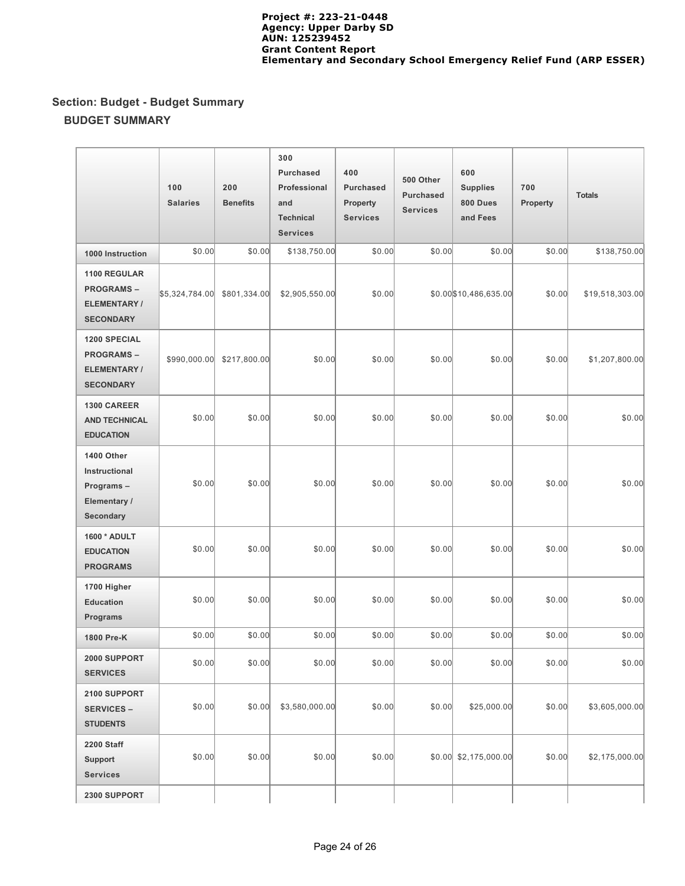**Project #: 223-21-0448**
**Agency: Upper Darby SD**
**AUN: 125239452**
**Grant Content Report**
**Elementary and Secondary School Emergency Relief Fund (ARP ESSER)**

### Section: Budget - Budget Summary

#### BUDGET SUMMARY

| | 100 Salaries | 200 Benefits | 300 Purchased Professional and Technical Services | 400 Purchased Property Services | 500 Other Purchased Services | 600 Supplies 800 Dues and Fees | 700 Property | Totals |
|---|---|---|---|---|---|---|---|---|
| 1000 Instruction | $0.00 | $0.00 | $138,750.00 | $0.00 | $0.00 | $0.00 | $0.00 | $138,750.00 |
| 1100 REGULAR PROGRAMS – ELEMENTARY / SECONDARY | $5,324,784.00 | $801,334.00 | $2,905,550.00 | $0.00 | $0.00 | $10,486,635.00 | $0.00 | $19,518,303.00 |
| 1200 SPECIAL PROGRAMS – ELEMENTARY / SECONDARY | $990,000.00 | $217,800.00 | $0.00 | $0.00 | $0.00 | $0.00 | $0.00 | $1,207,800.00 |
| 1300 CAREER AND TECHNICAL EDUCATION | $0.00 | $0.00 | $0.00 | $0.00 | $0.00 | $0.00 | $0.00 | $0.00 |
| 1400 Other Instructional Programs – Elementary / Secondary | $0.00 | $0.00 | $0.00 | $0.00 | $0.00 | $0.00 | $0.00 | $0.00 |
| 1600 * ADULT EDUCATION PROGRAMS | $0.00 | $0.00 | $0.00 | $0.00 | $0.00 | $0.00 | $0.00 | $0.00 |
| 1700 Higher Education Programs | $0.00 | $0.00 | $0.00 | $0.00 | $0.00 | $0.00 | $0.00 | $0.00 |
| 1800 Pre-K | $0.00 | $0.00 | $0.00 | $0.00 | $0.00 | $0.00 | $0.00 | $0.00 |
| 2000 SUPPORT SERVICES | $0.00 | $0.00 | $0.00 | $0.00 | $0.00 | $0.00 | $0.00 | $0.00 |
| 2100 SUPPORT SERVICES – STUDENTS | $0.00 | $0.00 | $3,580,000.00 | $0.00 | $0.00 | $25,000.00 | $0.00 | $3,605,000.00 |
| 2200 Staff Support Services | $0.00 | $0.00 | $0.00 | $0.00 | $0.00 | $2,175,000.00 | $0.00 | $2,175,000.00 |
| 2300 SUPPORT | | | | | | | | |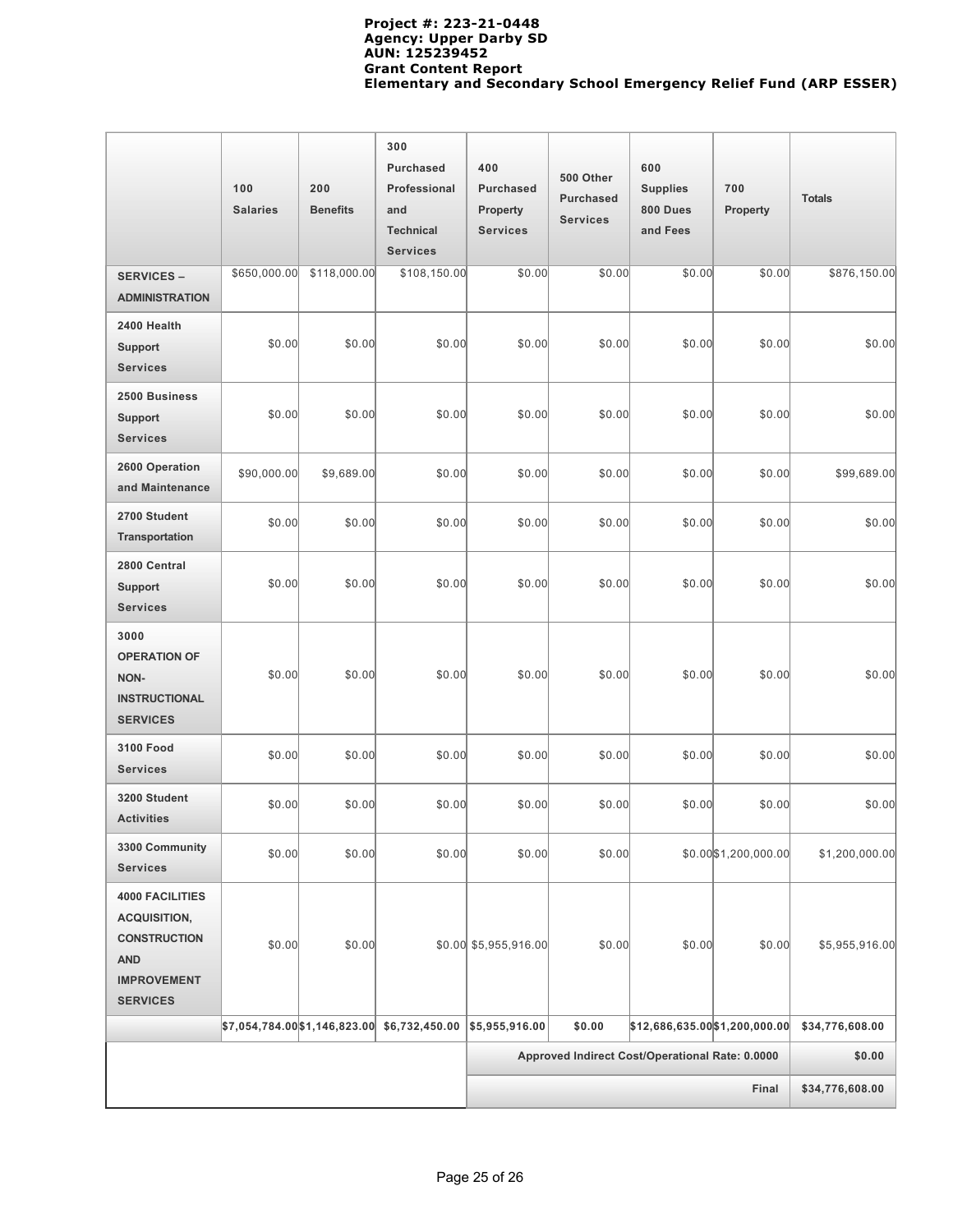| | 100 Salaries | 200 Benefits | 300 Purchased Professional and Technical Services | 400 Purchased Property Services | 500 Other Purchased Services | 600 Supplies 800 Dues and Fees | 700 Property | Totals |
|---|---|---|---|---|---|---|---|---|
| **SERVICES – ADMINISTRATION** | $650,000.00 | $118,000.00 | $108,150.00 | $0.00 | $0.00 | $0.00 | $0.00 | $876,150.00 |
| **2400 Health Support Services** | $0.00 | $0.00 | $0.00 | $0.00 | $0.00 | $0.00 | $0.00 | $0.00 |
| **2500 Business Support Services** | $0.00 | $0.00 | $0.00 | $0.00 | $0.00 | $0.00 | $0.00 | $0.00 |
| **2600 Operation and Maintenance** | $90,000.00 | $9,689.00 | $0.00 | $0.00 | $0.00 | $0.00 | $0.00 | $99,689.00 |
| **2700 Student Transportation** | $0.00 | $0.00 | $0.00 | $0.00 | $0.00 | $0.00 | $0.00 | $0.00 |
| **2800 Central Support Services** | $0.00 | $0.00 | $0.00 | $0.00 | $0.00 | $0.00 | $0.00 | $0.00 |
| **3000 OPERATION OF NON-INSTRUCTIONAL SERVICES** | $0.00 | $0.00 | $0.00 | $0.00 | $0.00 | $0.00 | $0.00 | $0.00 |
| **3100 Food Services** | $0.00 | $0.00 | $0.00 | $0.00 | $0.00 | $0.00 | $0.00 | $0.00 |
| **3200 Student Activities** | $0.00 | $0.00 | $0.00 | $0.00 | $0.00 | $0.00 | $0.00 | $0.00 |
| **3300 Community Services** | $0.00 | $0.00 | $0.00 | $0.00 | $0.00 | $0.00 | $1,200,000.00 | $1,200,000.00 |
| **4000 FACILITIES ACQUISITION, CONSTRUCTION AND IMPROVEMENT SERVICES** | $0.00 | $0.00 | $0.00 | $5,955,916.00 | $0.00 | $0.00 | $0.00 | $5,955,916.00 |
| | **$7,054,784.00** | **$1,146,823.00** | **$6,732,450.00** | **$5,955,916.00** | **$0.00** | **$12,686,635.00** | **$1,200,000.00** | **$34,776,608.00** |
| | | | | **Approved Indirect Cost/Operational Rate: 0.0000** | | | | **$0.00** |
| | | | | | | | **Final** | **$34,776,608.00** |